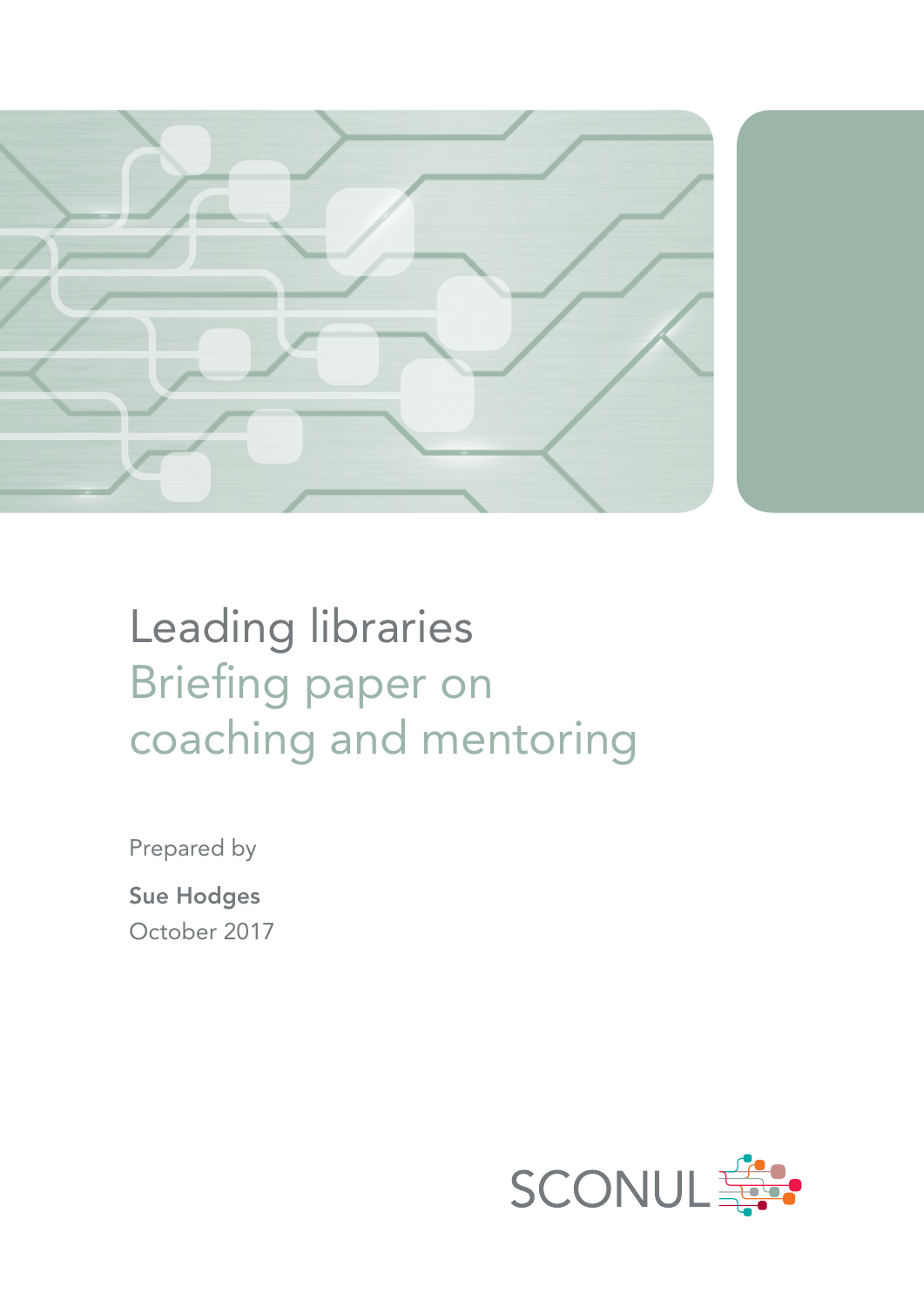# Leading libraries

## Briefing paper on coaching and mentoring

Prepared by

**Sue Hodges**

October 2017

SCONUL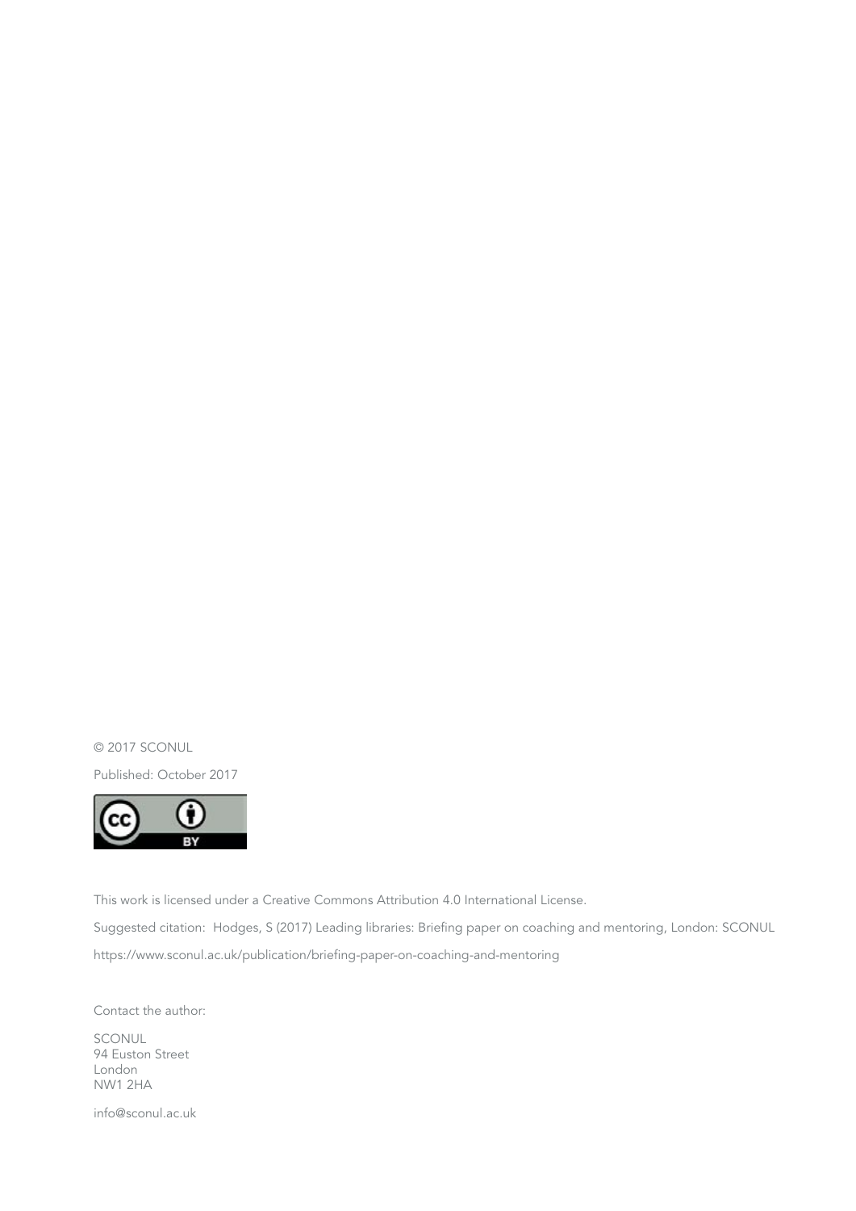© 2017 SCONUL

Published: October 2017

This work is licensed under a Creative Commons Attribution 4.0 International License.

Suggested citation: Hodges, S (2017) Leading libraries: Briefing paper on coaching and mentoring, London: SCONUL

https://www.sconul.ac.uk/publication/briefing-paper-on-coaching-and-mentoring

Contact the author:

SCONUL
94 Euston Street
London
NW1 2HA

info@sconul.ac.uk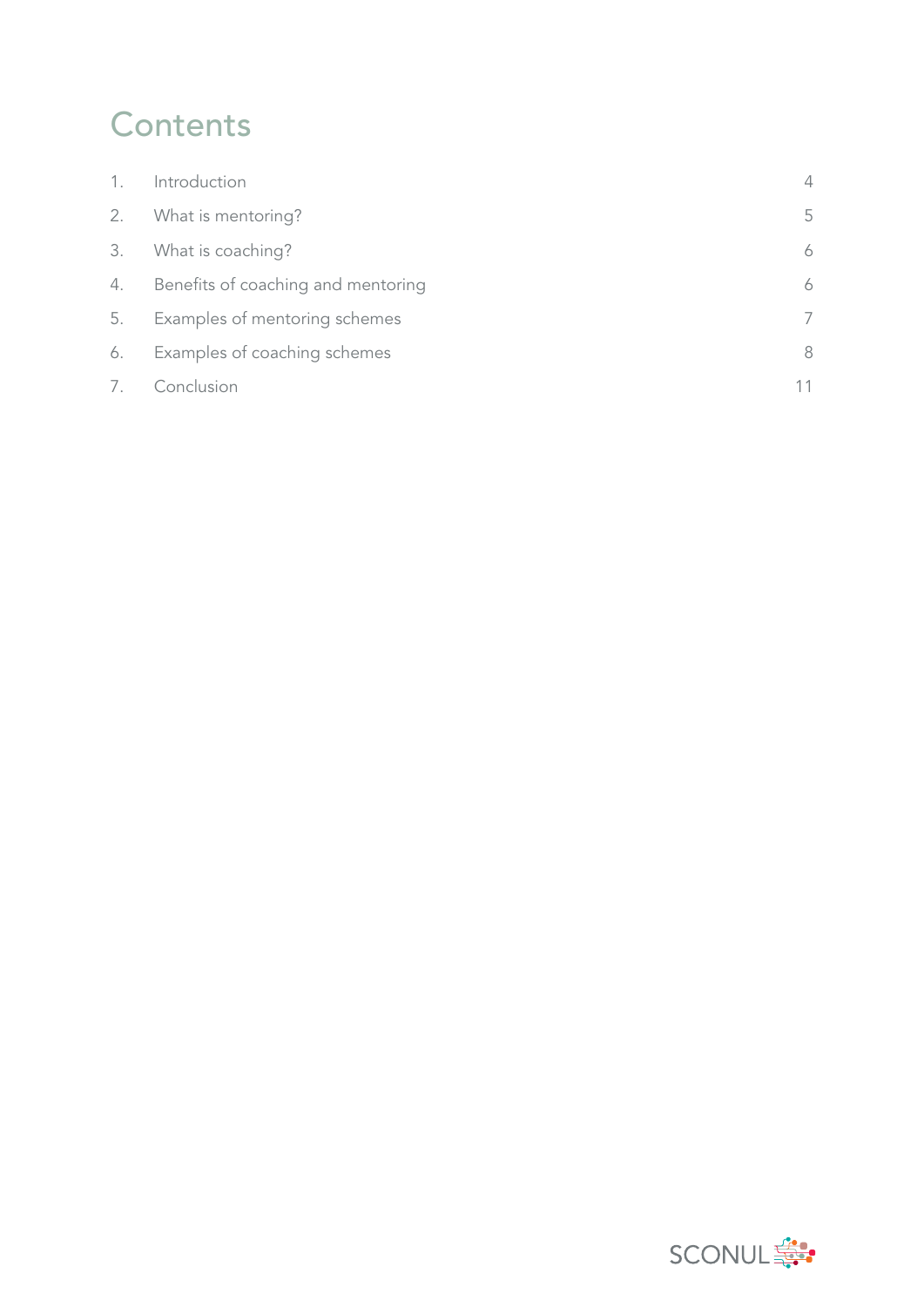# Contents

| | | |
|---|---|---|
| 1. | Introduction | 4 |
| 2. | What is mentoring? | 5 |
| 3. | What is coaching? | 6 |
| 4. | Benefits of coaching and mentoring | 6 |
| 5. | Examples of mentoring schemes | 7 |
| 6. | Examples of coaching schemes | 8 |
| 7. | Conclusion | 11 |

SCONUL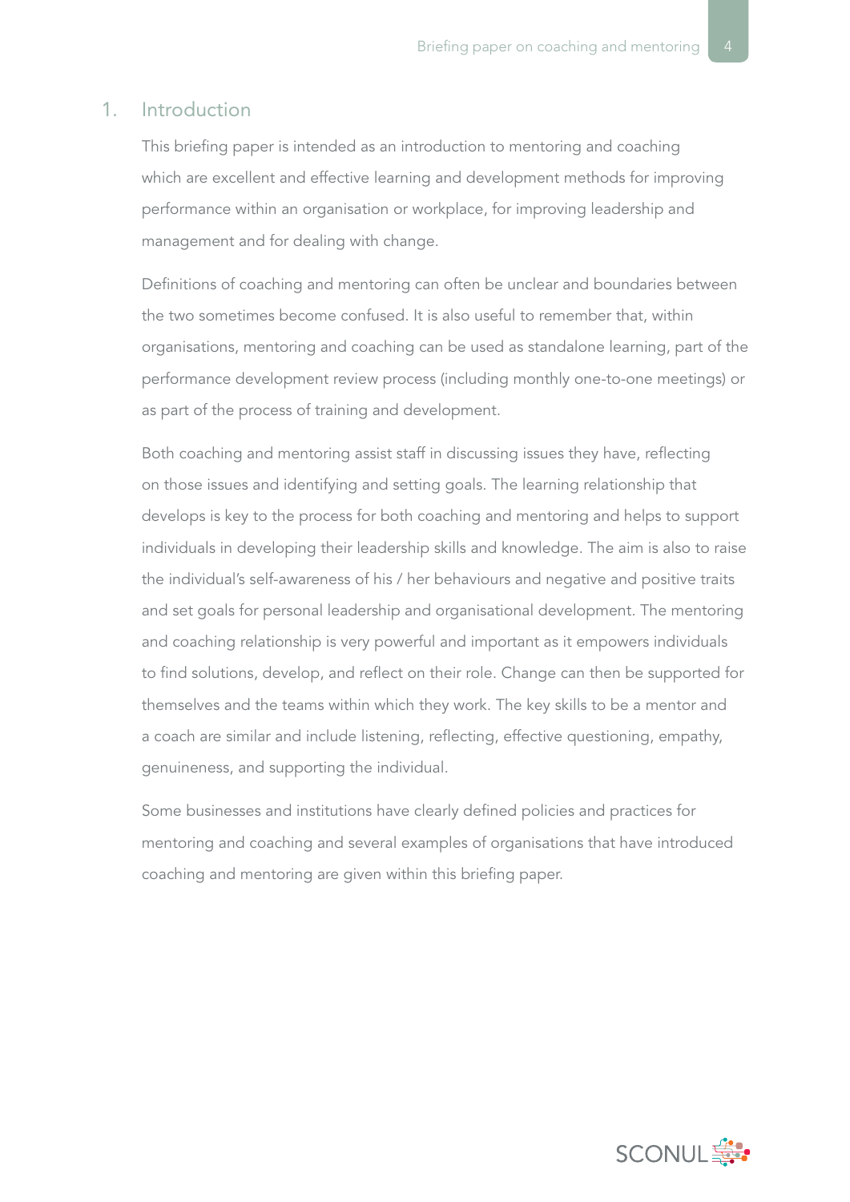## 1. Introduction

This briefing paper is intended as an introduction to mentoring and coaching which are excellent and effective learning and development methods for improving performance within an organisation or workplace, for improving leadership and management and for dealing with change.

Definitions of coaching and mentoring can often be unclear and boundaries between the two sometimes become confused. It is also useful to remember that, within organisations, mentoring and coaching can be used as standalone learning, part of the performance development review process (including monthly one-to-one meetings) or as part of the process of training and development.

Both coaching and mentoring assist staff in discussing issues they have, reflecting on those issues and identifying and setting goals. The learning relationship that develops is key to the process for both coaching and mentoring and helps to support individuals in developing their leadership skills and knowledge. The aim is also to raise the individual's self-awareness of his / her behaviours and negative and positive traits and set goals for personal leadership and organisational development. The mentoring and coaching relationship is very powerful and important as it empowers individuals to find solutions, develop, and reflect on their role. Change can then be supported for themselves and the teams within which they work. The key skills to be a mentor and a coach are similar and include listening, reflecting, effective questioning, empathy, genuineness, and supporting the individual.

Some businesses and institutions have clearly defined policies and practices for mentoring and coaching and several examples of organisations that have introduced coaching and mentoring are given within this briefing paper.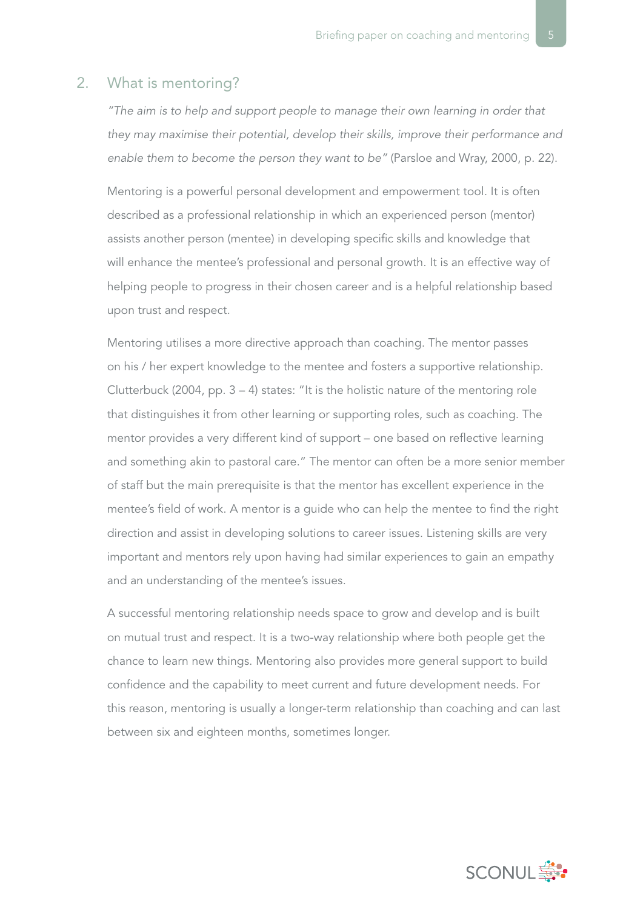## 2. What is mentoring?

*"The aim is to help and support people to manage their own learning in order that they may maximise their potential, develop their skills, improve their performance and enable them to become the person they want to be"* (Parsloe and Wray, 2000, p. 22).

Mentoring is a powerful personal development and empowerment tool. It is often described as a professional relationship in which an experienced person (mentor) assists another person (mentee) in developing specific skills and knowledge that will enhance the mentee's professional and personal growth. It is an effective way of helping people to progress in their chosen career and is a helpful relationship based upon trust and respect.

Mentoring utilises a more directive approach than coaching. The mentor passes on his / her expert knowledge to the mentee and fosters a supportive relationship. Clutterbuck (2004, pp. 3 – 4) states: "It is the holistic nature of the mentoring role that distinguishes it from other learning or supporting roles, such as coaching. The mentor provides a very different kind of support – one based on reflective learning and something akin to pastoral care." The mentor can often be a more senior member of staff but the main prerequisite is that the mentor has excellent experience in the mentee's field of work. A mentor is a guide who can help the mentee to find the right direction and assist in developing solutions to career issues. Listening skills are very important and mentors rely upon having had similar experiences to gain an empathy and an understanding of the mentee's issues.

A successful mentoring relationship needs space to grow and develop and is built on mutual trust and respect. It is a two-way relationship where both people get the chance to learn new things. Mentoring also provides more general support to build confidence and the capability to meet current and future development needs. For this reason, mentoring is usually a longer-term relationship than coaching and can last between six and eighteen months, sometimes longer.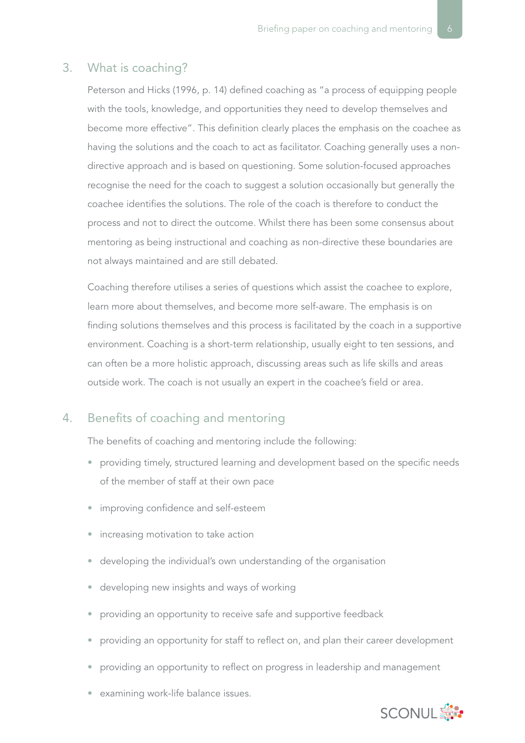## 3. What is coaching?

Peterson and Hicks (1996, p. 14) defined coaching as "a process of equipping people with the tools, knowledge, and opportunities they need to develop themselves and become more effective". This definition clearly places the emphasis on the coachee as having the solutions and the coach to act as facilitator. Coaching generally uses a non-directive approach and is based on questioning. Some solution-focused approaches recognise the need for the coach to suggest a solution occasionally but generally the coachee identifies the solutions. The role of the coach is therefore to conduct the process and not to direct the outcome. Whilst there has been some consensus about mentoring as being instructional and coaching as non-directive these boundaries are not always maintained and are still debated.

Coaching therefore utilises a series of questions which assist the coachee to explore, learn more about themselves, and become more self-aware. The emphasis is on finding solutions themselves and this process is facilitated by the coach in a supportive environment. Coaching is a short-term relationship, usually eight to ten sessions, and can often be a more holistic approach, discussing areas such as life skills and areas outside work. The coach is not usually an expert in the coachee's field or area.

## 4. Benefits of coaching and mentoring

The benefits of coaching and mentoring include the following:

- providing timely, structured learning and development based on the specific needs of the member of staff at their own pace
- improving confidence and self-esteem
- increasing motivation to take action
- developing the individual's own understanding of the organisation
- developing new insights and ways of working
- providing an opportunity to receive safe and supportive feedback
- providing an opportunity for staff to reflect on, and plan their career development
- providing an opportunity to reflect on progress in leadership and management
- examining work-life balance issues.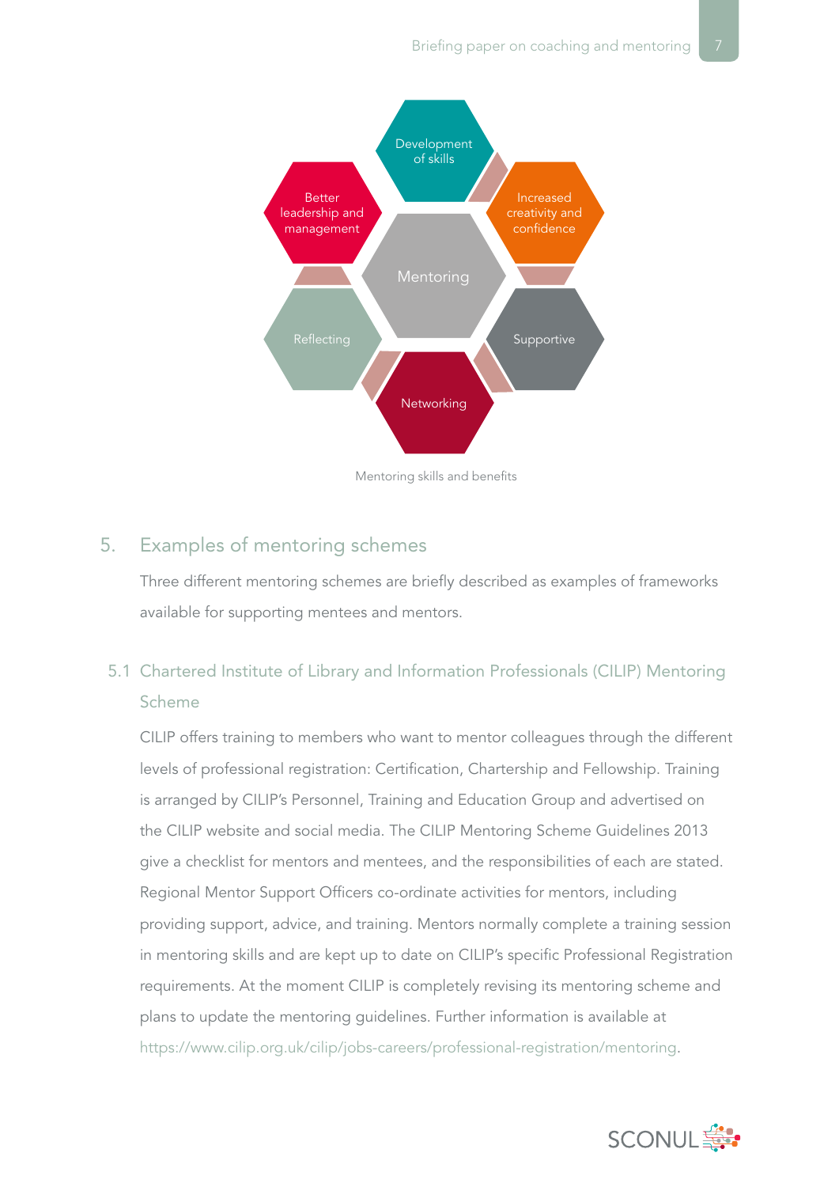Development of skills

Increased creativity and confidence

Supportive

Networking

Reflecting

Better leadership and management

Mentoring

Mentoring skills and benefits

## 5. Examples of mentoring schemes

Three different mentoring schemes are briefly described as examples of frameworks available for supporting mentees and mentors.

### 5.1 Chartered Institute of Library and Information Professionals (CILIP) Mentoring Scheme

CILIP offers training to members who want to mentor colleagues through the different levels of professional registration: Certification, Chartership and Fellowship. Training is arranged by CILIP's Personnel, Training and Education Group and advertised on the CILIP website and social media. The CILIP Mentoring Scheme Guidelines 2013 give a checklist for mentors and mentees, and the responsibilities of each are stated. Regional Mentor Support Officers co-ordinate activities for mentors, including providing support, advice, and training. Mentors normally complete a training session in mentoring skills and are kept up to date on CILIP's specific Professional Registration requirements. At the moment CILIP is completely revising its mentoring scheme and plans to update the mentoring guidelines. Further information is available at https://www.cilip.org.uk/cilip/jobs-careers/professional-registration/mentoring.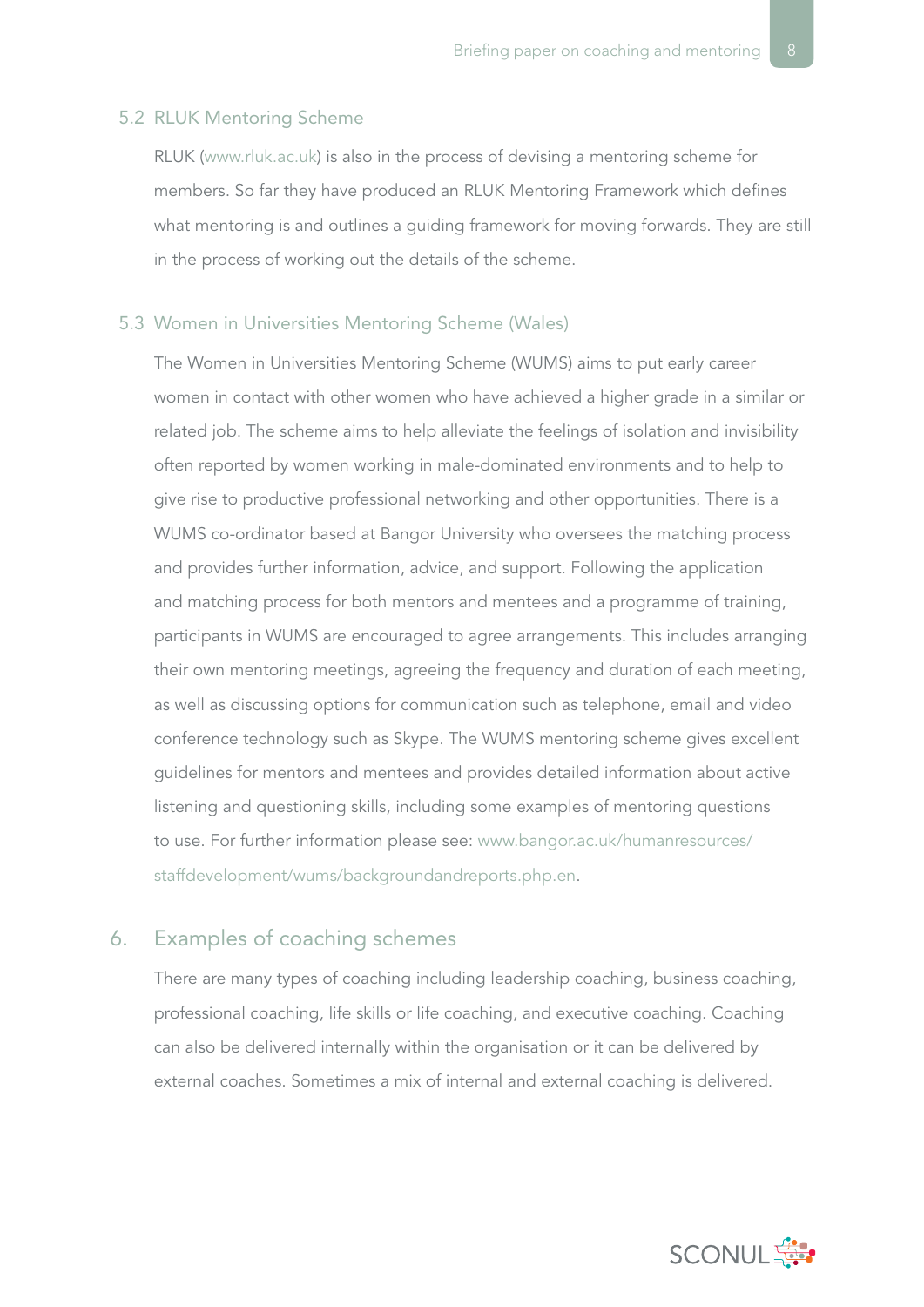### 5.2 RLUK Mentoring Scheme

RLUK (www.rluk.ac.uk) is also in the process of devising a mentoring scheme for members. So far they have produced an RLUK Mentoring Framework which defines what mentoring is and outlines a guiding framework for moving forwards. They are still in the process of working out the details of the scheme.

### 5.3 Women in Universities Mentoring Scheme (Wales)

The Women in Universities Mentoring Scheme (WUMS) aims to put early career women in contact with other women who have achieved a higher grade in a similar or related job. The scheme aims to help alleviate the feelings of isolation and invisibility often reported by women working in male-dominated environments and to help to give rise to productive professional networking and other opportunities. There is a WUMS co-ordinator based at Bangor University who oversees the matching process and provides further information, advice, and support. Following the application and matching process for both mentors and mentees and a programme of training, participants in WUMS are encouraged to agree arrangements. This includes arranging their own mentoring meetings, agreeing the frequency and duration of each meeting, as well as discussing options for communication such as telephone, email and video conference technology such as Skype. The WUMS mentoring scheme gives excellent guidelines for mentors and mentees and provides detailed information about active listening and questioning skills, including some examples of mentoring questions to use. For further information please see: www.bangor.ac.uk/humanresources/staffdevelopment/wums/backgroundandreports.php.en.

## 6. Examples of coaching schemes

There are many types of coaching including leadership coaching, business coaching, professional coaching, life skills or life coaching, and executive coaching. Coaching can also be delivered internally within the organisation or it can be delivered by external coaches. Sometimes a mix of internal and external coaching is delivered.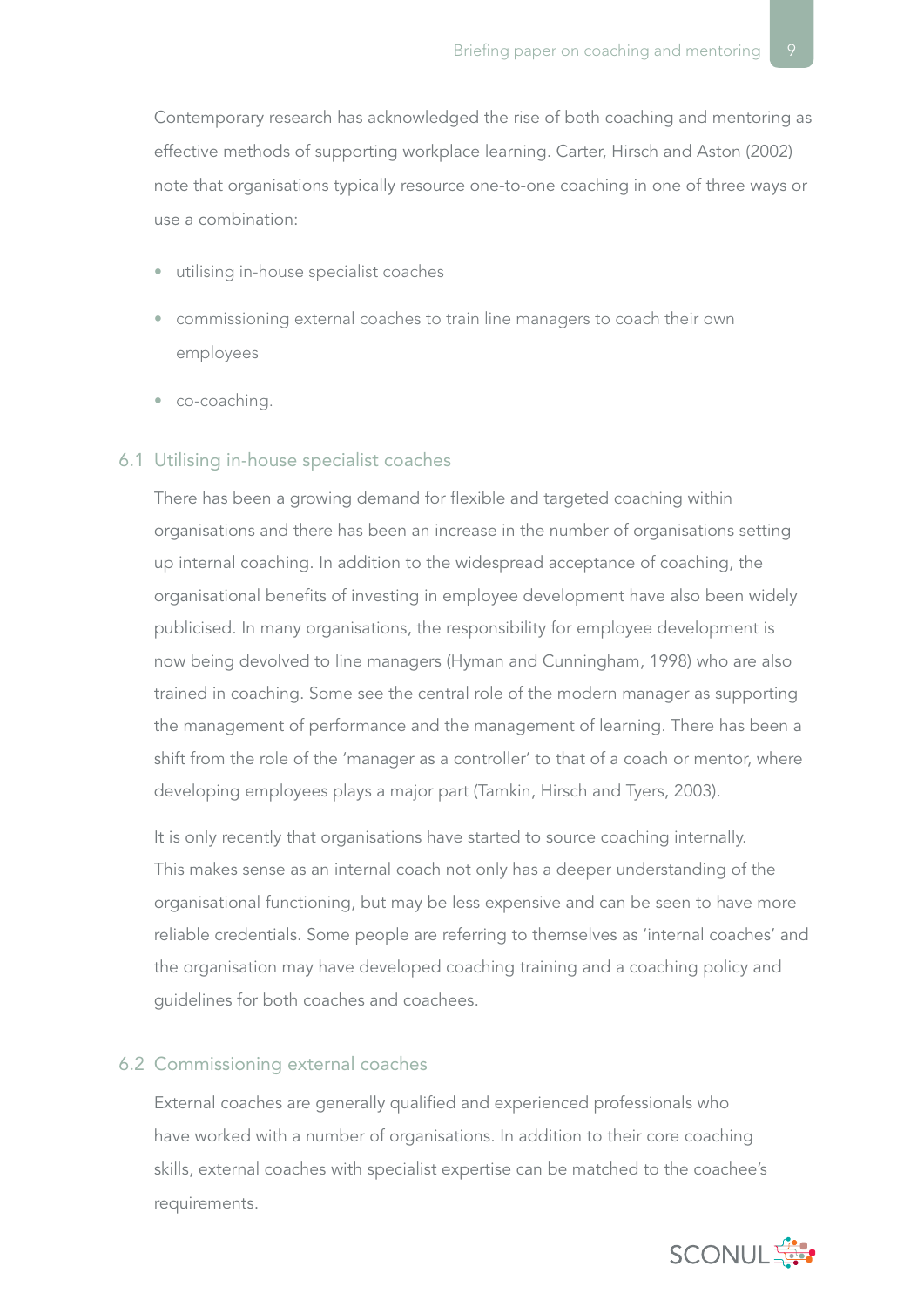Contemporary research has acknowledged the rise of both coaching and mentoring as effective methods of supporting workplace learning. Carter, Hirsch and Aston (2002) note that organisations typically resource one-to-one coaching in one of three ways or use a combination:

- utilising in-house specialist coaches
- commissioning external coaches to train line managers to coach their own employees
- co-coaching.

## 6.1 Utilising in-house specialist coaches

There has been a growing demand for flexible and targeted coaching within organisations and there has been an increase in the number of organisations setting up internal coaching. In addition to the widespread acceptance of coaching, the organisational benefits of investing in employee development have also been widely publicised. In many organisations, the responsibility for employee development is now being devolved to line managers (Hyman and Cunningham, 1998) who are also trained in coaching. Some see the central role of the modern manager as supporting the management of performance and the management of learning. There has been a shift from the role of the 'manager as a controller' to that of a coach or mentor, where developing employees plays a major part (Tamkin, Hirsch and Tyers, 2003).

It is only recently that organisations have started to source coaching internally. This makes sense as an internal coach not only has a deeper understanding of the organisational functioning, but may be less expensive and can be seen to have more reliable credentials. Some people are referring to themselves as 'internal coaches' and the organisation may have developed coaching training and a coaching policy and guidelines for both coaches and coachees.

## 6.2 Commissioning external coaches

External coaches are generally qualified and experienced professionals who have worked with a number of organisations. In addition to their core coaching skills, external coaches with specialist expertise can be matched to the coachee's requirements.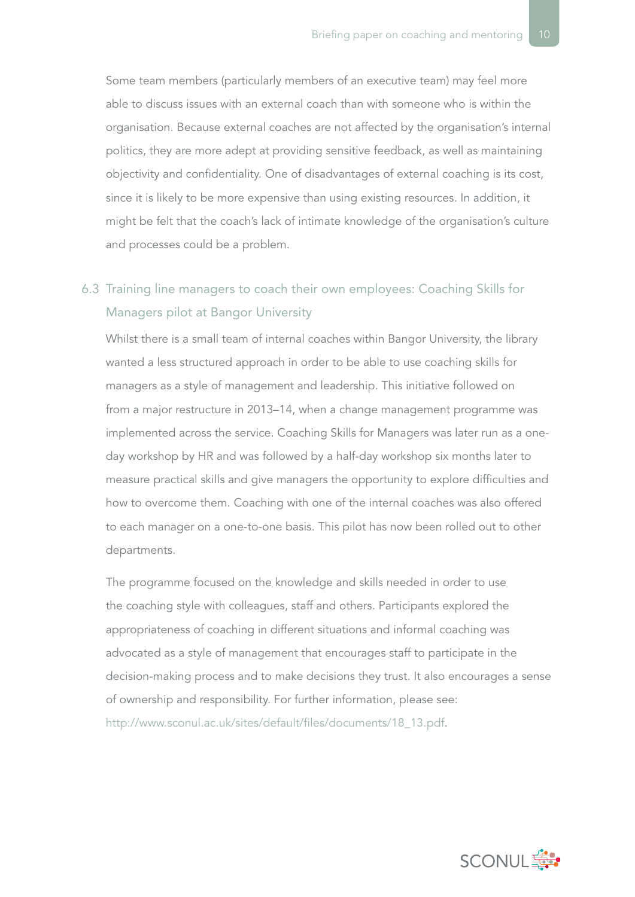Some team members (particularly members of an executive team) may feel more able to discuss issues with an external coach than with someone who is within the organisation. Because external coaches are not affected by the organisation's internal politics, they are more adept at providing sensitive feedback, as well as maintaining objectivity and confidentiality. One of disadvantages of external coaching is its cost, since it is likely to be more expensive than using existing resources. In addition, it might be felt that the coach's lack of intimate knowledge of the organisation's culture and processes could be a problem.

### 6.3 Training line managers to coach their own employees: Coaching Skills for Managers pilot at Bangor University

Whilst there is a small team of internal coaches within Bangor University, the library wanted a less structured approach in order to be able to use coaching skills for managers as a style of management and leadership. This initiative followed on from a major restructure in 2013–14, when a change management programme was implemented across the service. Coaching Skills for Managers was later run as a one-day workshop by HR and was followed by a half-day workshop six months later to measure practical skills and give managers the opportunity to explore difficulties and how to overcome them. Coaching with one of the internal coaches was also offered to each manager on a one-to-one basis. This pilot has now been rolled out to other departments.

The programme focused on the knowledge and skills needed in order to use the coaching style with colleagues, staff and others. Participants explored the appropriateness of coaching in different situations and informal coaching was advocated as a style of management that encourages staff to participate in the decision-making process and to make decisions they trust. It also encourages a sense of ownership and responsibility. For further information, please see: http://www.sconul.ac.uk/sites/default/files/documents/18_13.pdf.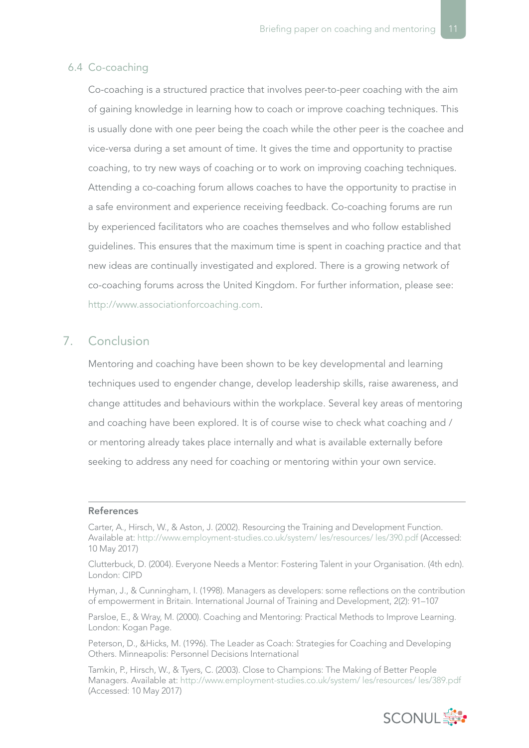### 6.4 Co-coaching

Co-coaching is a structured practice that involves peer-to-peer coaching with the aim of gaining knowledge in learning how to coach or improve coaching techniques. This is usually done with one peer being the coach while the other peer is the coachee and vice-versa during a set amount of time. It gives the time and opportunity to practise coaching, to try new ways of coaching or to work on improving coaching techniques. Attending a co-coaching forum allows coaches to have the opportunity to practise in a safe environment and experience receiving feedback. Co-coaching forums are run by experienced facilitators who are coaches themselves and who follow established guidelines. This ensures that the maximum time is spent in coaching practice and that new ideas are continually investigated and explored. There is a growing network of co-coaching forums across the United Kingdom. For further information, please see: http://www.associationforcoaching.com.

## 7. Conclusion

Mentoring and coaching have been shown to be key developmental and learning techniques used to engender change, develop leadership skills, raise awareness, and change attitudes and behaviours within the workplace. Several key areas of mentoring and coaching have been explored. It is of course wise to check what coaching and / or mentoring already takes place internally and what is available externally before seeking to address any need for coaching or mentoring within your own service.

---

**References**

Carter, A., Hirsch, W., & Aston, J. (2002). Resourcing the Training and Development Function. Available at: http://www.employment-studies.co.uk/system/ les/resources/ les/390.pdf (Accessed: 10 May 2017)

Clutterbuck, D. (2004). Everyone Needs a Mentor: Fostering Talent in your Organisation. (4th edn). London: CIPD

Hyman, J., & Cunningham, I. (1998). Managers as developers: some reflections on the contribution of empowerment in Britain. International Journal of Training and Development, 2(2): 91–107

Parsloe, E., & Wray, M. (2000). Coaching and Mentoring: Practical Methods to Improve Learning. London: Kogan Page.

Peterson, D., &Hicks, M. (1996). The Leader as Coach: Strategies for Coaching and Developing Others. Minneapolis: Personnel Decisions International

Tamkin, P., Hirsch, W., & Tyers, C. (2003). Close to Champions: The Making of Better People Managers. Available at: http://www.employment-studies.co.uk/system/ les/resources/ les/389.pdf (Accessed: 10 May 2017)